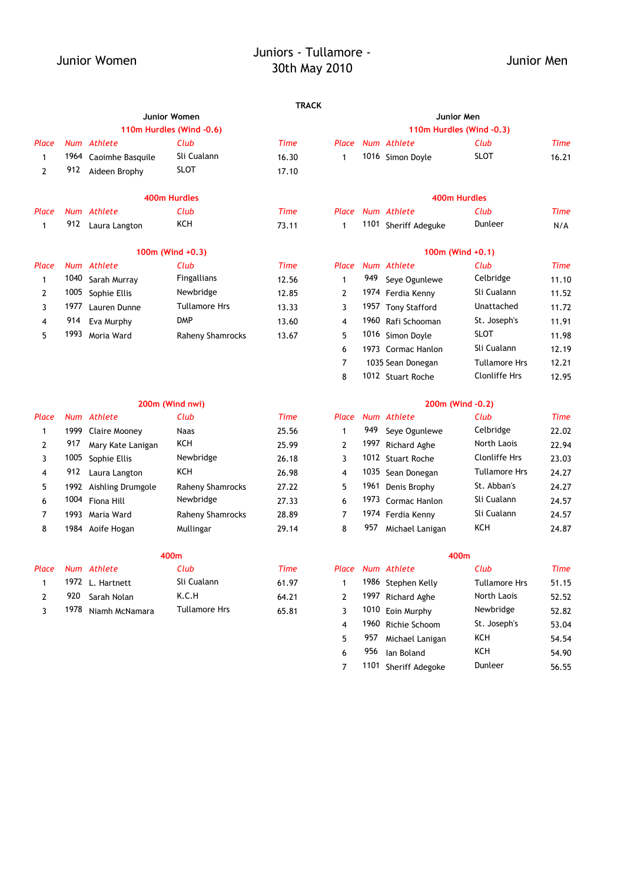# Juniors - Tullamore - 30th May 2010

Junior Women | Junior Men

## TRACK

### Junior Women

#### 110m Hurdles (Wind -0.6)

| Place | Num | Athlete | Club | Time |
|---|---|---|---|---|
| 1 | 1964 | Caoimhe Basquile | Sli Cualann | 16.30 |
| 2 | 912 | Aideen Brophy | SLOT | 17.10 |

#### 400m Hurdles

| Place | Num | Athlete | Club | Time |
|---|---|---|---|---|
| 1 | 912 | Laura Langton | KCH | 73.11 |

#### 100m (Wind +0.3)

| Place | Num | Athlete | Club | Time |
|---|---|---|---|---|
| 1 | 1040 | Sarah Murray | Fingallians | 12.56 |
| 2 | 1005 | Sophie Ellis | Newbridge | 12.85 |
| 3 | 1977 | Lauren Dunne | Tullamore Hrs | 13.33 |
| 4 | 914 | Eva Murphy | DMP | 13.60 |
| 5 | 1993 | Moria Ward | Raheny Shamrocks | 13.67 |

#### 200m (Wind nwi)

| Place | Num | Athlete | Club | Time |
|---|---|---|---|---|
| 1 | 1999 | Claire Mooney | Naas | 25.56 |
| 2 | 917 | Mary Kate Lanigan | KCH | 25.99 |
| 3 | 1005 | Sophie Ellis | Newbridge | 26.18 |
| 4 | 912 | Laura Langton | KCH | 26.98 |
| 5 | 1992 | Aishling Drumgole | Raheny Shamrocks | 27.22 |
| 6 | 1004 | Fiona Hill | Newbridge | 27.33 |
| 7 | 1993 | Maria Ward | Raheny Shamrocks | 28.89 |
| 8 | 1984 | Aoife Hogan | Mullingar | 29.14 |

#### 400m

| Place | Num | Athlete | Club | Time |
|---|---|---|---|---|
| 1 | 1972 | L. Hartnett | Sli Cualann | 61.97 |
| 2 | 920 | Sarah Nolan | K.C.H | 64.21 |
| 3 | 1978 | Niamh McNamara | Tullamore Hrs | 65.81 |

### Junior Men

#### 110m Hurdles (Wind -0.3)

| Place | Num | Athlete | Club | Time |
|---|---|---|---|---|
| 1 | 1016 | Simon Doyle | SLOT | 16.21 |

#### 400m Hurdles

| Place | Num | Athlete | Club | Time |
|---|---|---|---|---|
| 1 | 1101 | Sheriff Adeguke | Dunleer | N/A |

#### 100m (Wind +0.1)

| Place | Num | Athlete | Club | Time |
|---|---|---|---|---|
| 1 | 949 | Seye Ogunlewe | Celbridge | 11.10 |
| 2 | 1974 | Ferdia Kenny | Sli Cualann | 11.52 |
| 3 | 1957 | Tony Stafford | Unattached | 11.72 |
| 4 | 1960 | Rafi Schooman | St. Joseph's | 11.91 |
| 5 | 1016 | Simon Doyle | SLOT | 11.98 |
| 6 | 1973 | Cormac Hanlon | Sli Cualann | 12.19 |
| 7 | 1035 | Sean Donegan | Tullamore Hrs | 12.21 |
| 8 | 1012 | Stuart Roche | Clonliffe Hrs | 12.95 |

#### 200m (Wind -0.2)

| Place | Num | Athlete | Club | Time |
|---|---|---|---|---|
| 1 | 949 | Seye Ogunlewe | Celbridge | 22.02 |
| 2 | 1997 | Richard Aghe | North Laois | 22.94 |
| 3 | 1012 | Stuart Roche | Clonliffe Hrs | 23.03 |
| 4 | 1035 | Sean Donegan | Tullamore Hrs | 24.27 |
| 5 | 1961 | Denis Brophy | St. Abban's | 24.27 |
| 6 | 1973 | Cormac Hanlon | Sli Cualann | 24.57 |
| 7 | 1974 | Ferdia Kenny | Sli Cualann | 24.57 |
| 8 | 957 | Michael Lanigan | KCH | 24.87 |

#### 400m

| Place | Num | Athlete | Club | Time |
|---|---|---|---|---|
| 1 | 1986 | Stephen Kelly | Tullamore Hrs | 51.15 |
| 2 | 1997 | Richard Aghe | North Laois | 52.52 |
| 3 | 1010 | Eoin Murphy | Newbridge | 52.82 |
| 4 | 1960 | Richie Schoom | St. Joseph's | 53.04 |
| 5 | 957 | Michael Lanigan | KCH | 54.54 |
| 6 | 956 | Ian Boland | KCH | 54.90 |
| 7 | 1101 | Sheriff Adegoke | Dunleer | 56.55 |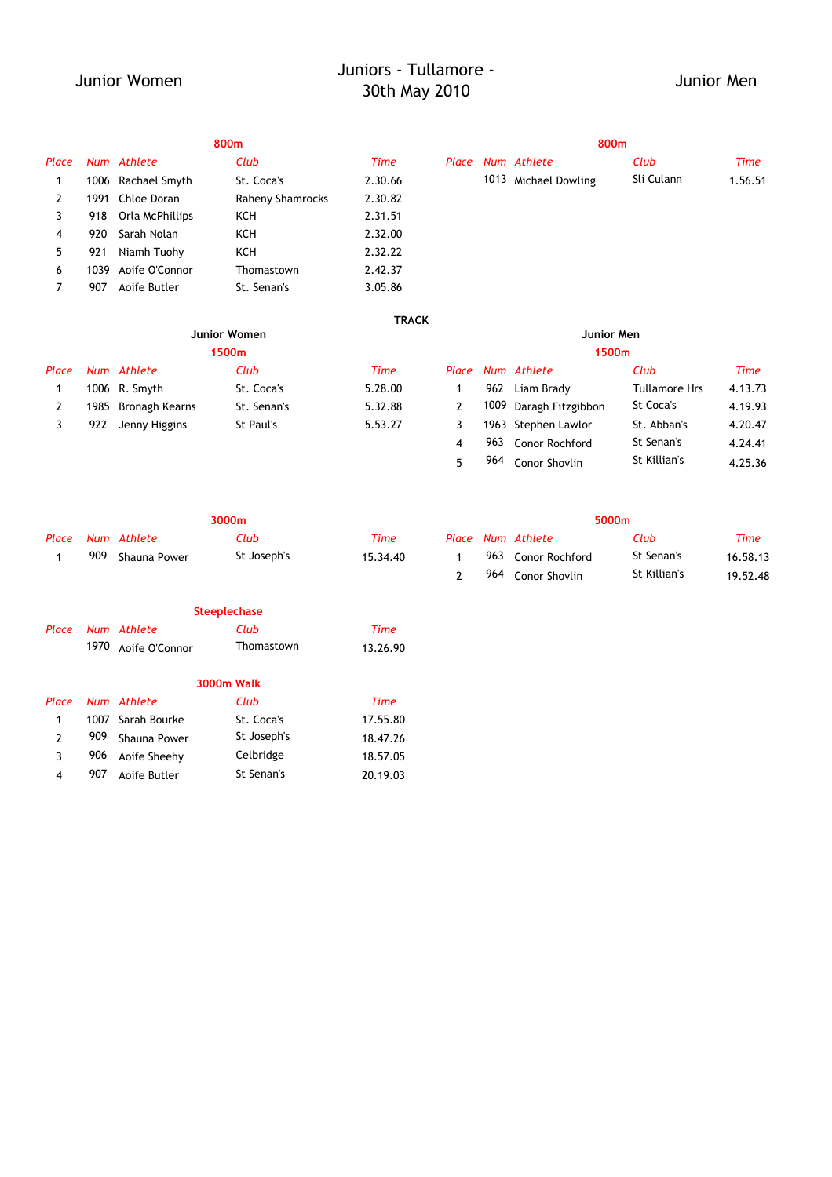# Juniors - Tullamore - 30th May 2010

## Junior Women

### 800m

| Place | Num | Athlete | Club | Time |
|---|---|---|---|---|
| 1 | 1006 | Rachael Smyth | St. Coca's | 2.30.66 |
| 2 | 1991 | Chloe Doran | Raheny Shamrocks | 2.30.82 |
| 3 | 918 | Orla McPhillips | KCH | 2.31.51 |
| 4 | 920 | Sarah Nolan | KCH | 2.32.00 |
| 5 | 921 | Niamh Tuohy | KCH | 2.32.22 |
| 6 | 1039 | Aoife O'Connor | Thomastown | 2.42.37 |
| 7 | 907 | Aoife Butler | St. Senan's | 3.05.86 |

## Junior Men

### 800m

| Place | Num | Athlete | Club | Time |
|---|---|---|---|---|
| | 1013 | Michael Dowling | Sli Culann | 1.56.51 |

## TRACK

### Junior Women

#### 1500m

| Place | Num | Athlete | Club | Time |
|---|---|---|---|---|
| 1 | 1006 | R. Smyth | St. Coca's | 5.28.00 |
| 2 | 1985 | Bronagh Kearns | St. Senan's | 5.32.88 |
| 3 | 922 | Jenny Higgins | St Paul's | 5.53.27 |

### Junior Men

#### 1500m

| Place | Num | Athlete | Club | Time |
|---|---|---|---|---|
| 1 | 962 | Liam Brady | Tullamore Hrs | 4.13.73 |
| 2 | 1009 | Daragh Fitzgibbon | St Coca's | 4.19.93 |
| 3 | 1963 | Stephen Lawlor | St. Abban's | 4.20.47 |
| 4 | 963 | Conor Rochford | St Senan's | 4.24.41 |
| 5 | 964 | Conor Shovlin | St Killian's | 4.25.36 |

### Junior Women

#### 3000m

| Place | Num | Athlete | Club | Time |
|---|---|---|---|---|
| 1 | 909 | Shauna Power | St Joseph's | 15.34.40 |

### Junior Men

#### 5000m

| Place | Num | Athlete | Club | Time |
|---|---|---|---|---|
| 1 | 963 | Conor Rochford | St Senan's | 16.58.13 |
| 2 | 964 | Conor Shovlin | St Killian's | 19.52.48 |

### Junior Women

#### Steeplechase

| Place | Num | Athlete | Club | Time |
|---|---|---|---|---|
| | 1970 | Aoife O'Connor | Thomastown | 13.26.90 |

#### 3000m Walk

| Place | Num | Athlete | Club | Time |
|---|---|---|---|---|
| 1 | 1007 | Sarah Bourke | St. Coca's | 17.55.80 |
| 2 | 909 | Shauna Power | St Joseph's | 18.47.26 |
| 3 | 906 | Aoife Sheehy | Celbridge | 18.57.05 |
| 4 | 907 | Aoife Butler | St Senan's | 20.19.03 |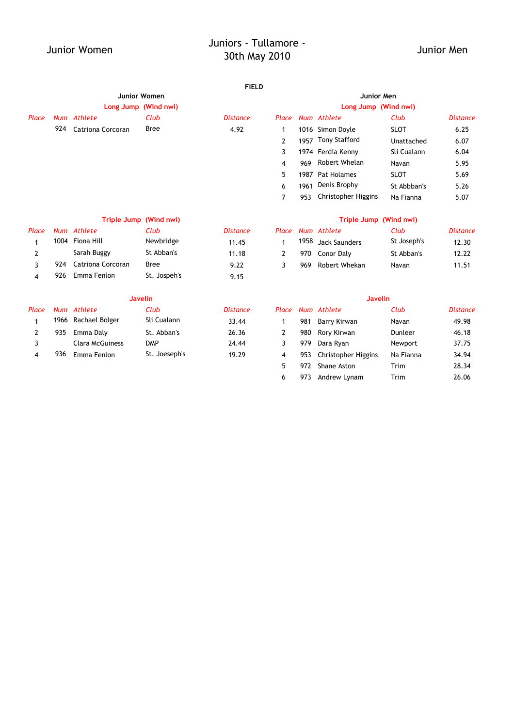Junior Women

# Juniors - Tullamore - 30th May 2010

Junior Men

## FIELD

### Junior Women

#### Long Jump (Wind nwi)

| Place | Num | Athlete | Club | Distance |
|---|---|---|---|---|
| | 924 | Catriona Corcoran | Bree | 4.92 |

#### Triple Jump (Wind nwi)

| Place | Num | Athlete | Club | Distance |
|---|---|---|---|---|
| 1 | 1004 | Fiona Hill | Newbridge | 11.45 |
| 2 | | Sarah Buggy | St Abban's | 11.18 |
| 3 | 924 | Catriona Corcoran | Bree | 9.22 |
| 4 | 926 | Emma Fenlon | St. Jospeh's | 9.15 |

#### Javelin

| Place | Num | Athlete | Club | Distance |
|---|---|---|---|---|
| 1 | 1966 | Rachael Bolger | Sli Cualann | 33.44 |
| 2 | 935 | Emma Daly | St. Abban's | 26.36 |
| 3 | | Clara McGuiness | DMP | 24.44 |
| 4 | 936 | Emma Fenlon | St. Joeseph's | 19.29 |

### Junior Men

#### Long Jump (Wind nwi)

| Place | Num | Athlete | Club | Distance |
|---|---|---|---|---|
| 1 | 1016 | Simon Doyle | SLOT | 6.25 |
| 2 | 1957 | Tony Stafford | Unattached | 6.07 |
| 3 | 1974 | Ferdia Kenny | Sli Cualann | 6.04 |
| 4 | 969 | Robert Whelan | Navan | 5.95 |
| 5 | 1987 | Pat Holames | SLOT | 5.69 |
| 6 | 1961 | Denis Brophy | St Abbban's | 5.26 |
| 7 | 953 | Christopher Higgins | Na Fianna | 5.07 |

#### Triple Jump (Wind nwi)

| Place | Num | Athlete | Club | Distance |
|---|---|---|---|---|
| 1 | 1958 | Jack Saunders | St Joseph's | 12.30 |
| 2 | 970 | Conor Daly | St Abban's | 12.22 |
| 3 | 969 | Robert Whekan | Navan | 11.51 |

#### Javelin

| Place | Num | Athlete | Club | Distance |
|---|---|---|---|---|
| 1 | 981 | Barry Kirwan | Navan | 49.98 |
| 2 | 980 | Rory Kirwan | Dunleer | 46.18 |
| 3 | 979 | Dara Ryan | Newport | 37.75 |
| 4 | 953 | Christopher Higgins | Na Fianna | 34.94 |
| 5 | 972 | Shane Aston | Trim | 28.34 |
| 6 | 973 | Andrew Lynam | Trim | 26.06 |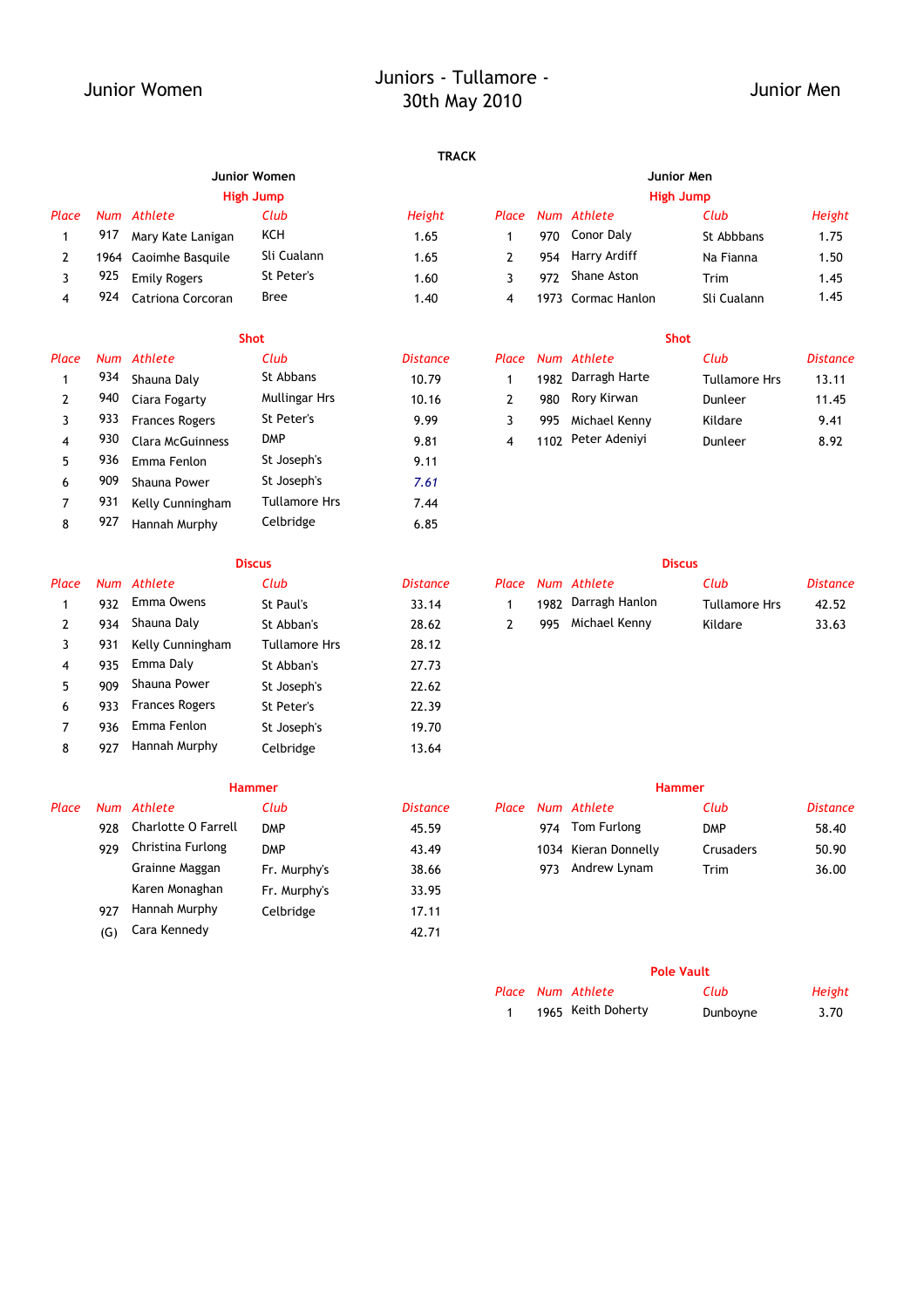Junior Women

# Juniors - Tullamore - 30th May 2010

Junior Men

## TRACK

## Junior Women

### High Jump

| Place | Num | Athlete | Club | Height |
|---|---|---|---|---|
| 1 | 917 | Mary Kate Lanigan | KCH | 1.65 |
| 2 | 1964 | Caoimhe Basquile | Sli Cualann | 1.65 |
| 3 | 925 | Emily Rogers | St Peter's | 1.60 |
| 4 | 924 | Catriona Corcoran | Bree | 1.40 |

### Shot

| Place | Num | Athlete | Club | Distance |
|---|---|---|---|---|
| 1 | 934 | Shauna Daly | St Abbans | 10.79 |
| 2 | 940 | Ciara Fogarty | Mullingar Hrs | 10.16 |
| 3 | 933 | Frances Rogers | St Peter's | 9.99 |
| 4 | 930 | Clara McGuinness | DMP | 9.81 |
| 5 | 936 | Emma Fenlon | St Joseph's | 9.11 |
| 6 | 909 | Shauna Power | St Joseph's | 7.61 |
| 7 | 931 | Kelly Cunningham | Tullamore Hrs | 7.44 |
| 8 | 927 | Hannah Murphy | Celbridge | 6.85 |

### Discus

| Place | Num | Athlete | Club | Distance |
|---|---|---|---|---|
| 1 | 932 | Emma Owens | St Paul's | 33.14 |
| 2 | 934 | Shauna Daly | St Abban's | 28.62 |
| 3 | 931 | Kelly Cunningham | Tullamore Hrs | 28.12 |
| 4 | 935 | Emma Daly | St Abban's | 27.73 |
| 5 | 909 | Shauna Power | St Joseph's | 22.62 |
| 6 | 933 | Frances Rogers | St Peter's | 22.39 |
| 7 | 936 | Emma Fenlon | St Joseph's | 19.70 |
| 8 | 927 | Hannah Murphy | Celbridge | 13.64 |

### Hammer

| Place | Num | Athlete | Club | Distance |
|---|---|---|---|---|
| | 928 | Charlotte O Farrell | DMP | 45.59 |
| | 929 | Christina Furlong | DMP | 43.49 |
| | | Grainne Maggan | Fr. Murphy's | 38.66 |
| | | Karen Monaghan | Fr. Murphy's | 33.95 |
| | 927 | Hannah Murphy | Celbridge | 17.11 |
| | (G) | Cara Kennedy | | 42.71 |

## Junior Men

### High Jump

| Place | Num | Athlete | Club | Height |
|---|---|---|---|---|
| 1 | 970 | Conor Daly | St Abbbans | 1.75 |
| 2 | 954 | Harry Ardiff | Na Fianna | 1.50 |
| 3 | 972 | Shane Aston | Trim | 1.45 |
| 4 | 1973 | Cormac Hanlon | Sli Cualann | 1.45 |

### Shot

| Place | Num | Athlete | Club | Distance |
|---|---|---|---|---|
| 1 | 1982 | Darragh Harte | Tullamore Hrs | 13.11 |
| 2 | 980 | Rory Kirwan | Dunleer | 11.45 |
| 3 | 995 | Michael Kenny | Kildare | 9.41 |
| 4 | 1102 | Peter Adeniyi | Dunleer | 8.92 |

### Discus

| Place | Num | Athlete | Club | Distance |
|---|---|---|---|---|
| 1 | 1982 | Darragh Hanlon | Tullamore Hrs | 42.52 |
| 2 | 995 | Michael Kenny | Kildare | 33.63 |

### Hammer

| Place | Num | Athlete | Club | Distance |
|---|---|---|---|---|
| | 974 | Tom Furlong | DMP | 58.40 |
| | 1034 | Kieran Donnelly | Crusaders | 50.90 |
| | 973 | Andrew Lynam | Trim | 36.00 |

### Pole Vault

| Place | Num | Athlete | Club | Height |
|---|---|---|---|---|
| 1 | 1965 | Keith Doherty | Dunboyne | 3.70 |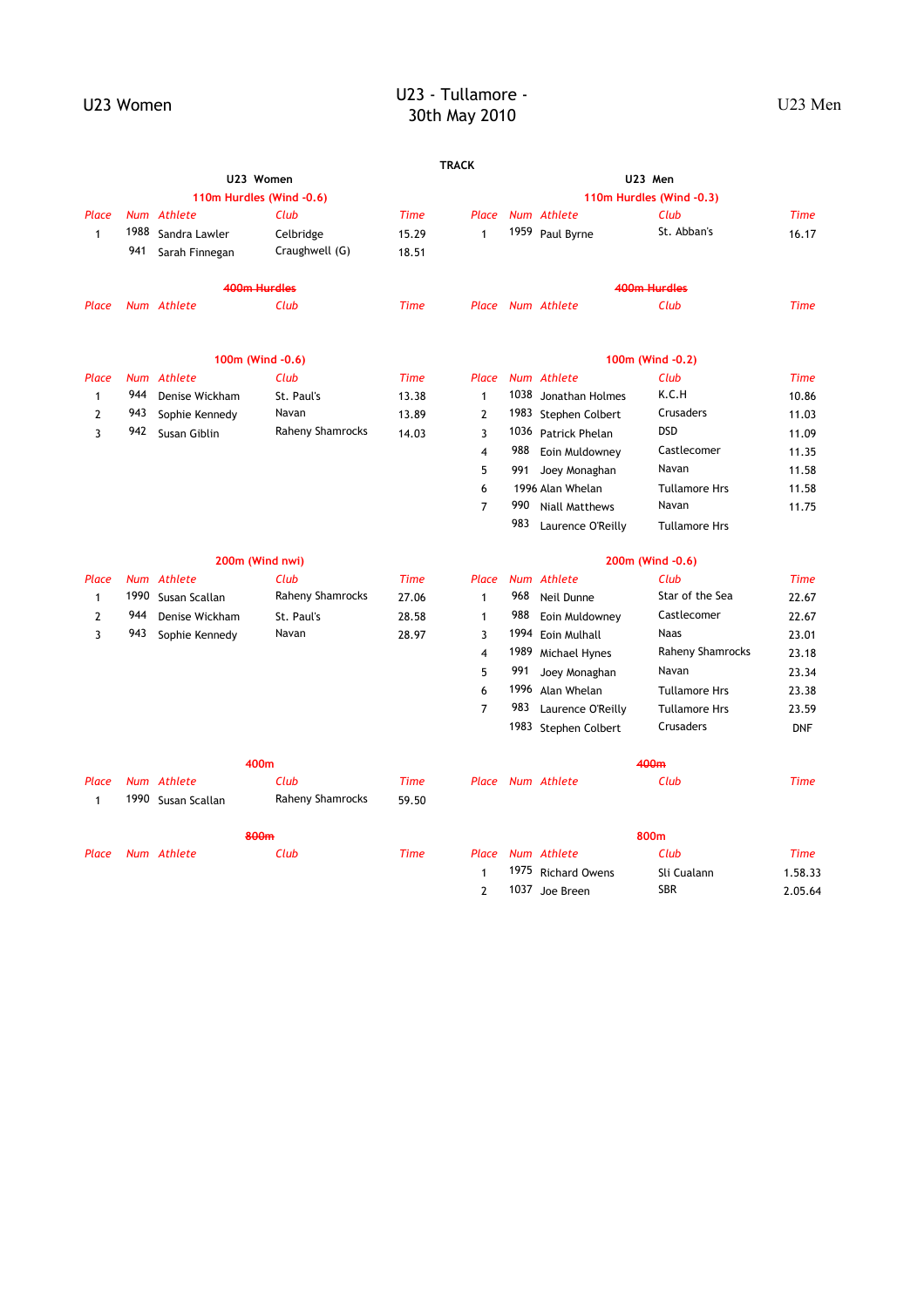U23 Women

# U23 - Tullamore - 30th May 2010

U23 Men

## TRACK

### U23 Women

#### 110m Hurdles (Wind -0.6)

| Place | Num | Athlete | Club | Time |
|---|---|---|---|---|
| 1 | 1988 | Sandra Lawler | Celbridge | 15.29 |
| | 941 | Sarah Finnegan | Craughwell (G) | 18.51 |

#### ~~400m Hurdles~~

| Place | Num | Athlete | Club | Time |
|---|---|---|---|---|

#### 100m (Wind -0.6)

| Place | Num | Athlete | Club | Time |
|---|---|---|---|---|
| 1 | 944 | Denise Wickham | St. Paul's | 13.38 |
| 2 | 943 | Sophie Kennedy | Navan | 13.89 |
| 3 | 942 | Susan Giblin | Raheny Shamrocks | 14.03 |

#### 200m (Wind nwi)

| Place | Num | Athlete | Club | Time |
|---|---|---|---|---|
| 1 | 1990 | Susan Scallan | Raheny Shamrocks | 27.06 |
| 2 | 944 | Denise Wickham | St. Paul's | 28.58 |
| 3 | 943 | Sophie Kennedy | Navan | 28.97 |

#### 400m

| Place | Num | Athlete | Club | Time |
|---|---|---|---|---|
| 1 | 1990 | Susan Scallan | Raheny Shamrocks | 59.50 |

#### ~~800m~~

| Place | Num | Athlete | Club | Time |
|---|---|---|---|---|

### U23 Men

#### 110m Hurdles (Wind -0.3)

| Place | Num | Athlete | Club | Time |
|---|---|---|---|---|
| 1 | 1959 | Paul Byrne | St. Abban's | 16.17 |

#### ~~400m Hurdles~~

| Place | Num | Athlete | Club | Time |
|---|---|---|---|---|

#### 100m (Wind -0.2)

| Place | Num | Athlete | Club | Time |
|---|---|---|---|---|
| 1 | 1038 | Jonathan Holmes | K.C.H | 10.86 |
| 2 | 1983 | Stephen Colbert | Crusaders | 11.03 |
| 3 | 1036 | Patrick Phelan | DSD | 11.09 |
| 4 | 988 | Eoin Muldowney | Castlecomer | 11.35 |
| 5 | 991 | Joey Monaghan | Navan | 11.58 |
| 6 | 1996 | Alan Whelan | Tullamore Hrs | 11.58 |
| 7 | 990 | Niall Matthews | Navan | 11.75 |
| | 983 | Laurence O'Reilly | Tullamore Hrs | |

#### 200m (Wind -0.6)

| Place | Num | Athlete | Club | Time |
|---|---|---|---|---|
| 1 | 968 | Neil Dunne | Star of the Sea | 22.67 |
| 1 | 988 | Eoin Muldowney | Castlecomer | 22.67 |
| 3 | 1994 | Eoin Mulhall | Naas | 23.01 |
| 4 | 1989 | Michael Hynes | Raheny Shamrocks | 23.18 |
| 5 | 991 | Joey Monaghan | Navan | 23.34 |
| 6 | 1996 | Alan Whelan | Tullamore Hrs | 23.38 |
| 7 | 983 | Laurence O'Reilly | Tullamore Hrs | 23.59 |
| | 1983 | Stephen Colbert | Crusaders | DNF |

#### ~~400m~~

| Place | Num | Athlete | Club | Time |
|---|---|---|---|---|

#### 800m

| Place | Num | Athlete | Club | Time |
|---|---|---|---|---|
| 1 | 1975 | Richard Owens | Sli Cualann | 1.58.33 |
| 2 | 1037 | Joe Breen | SBR | 2.05.64 |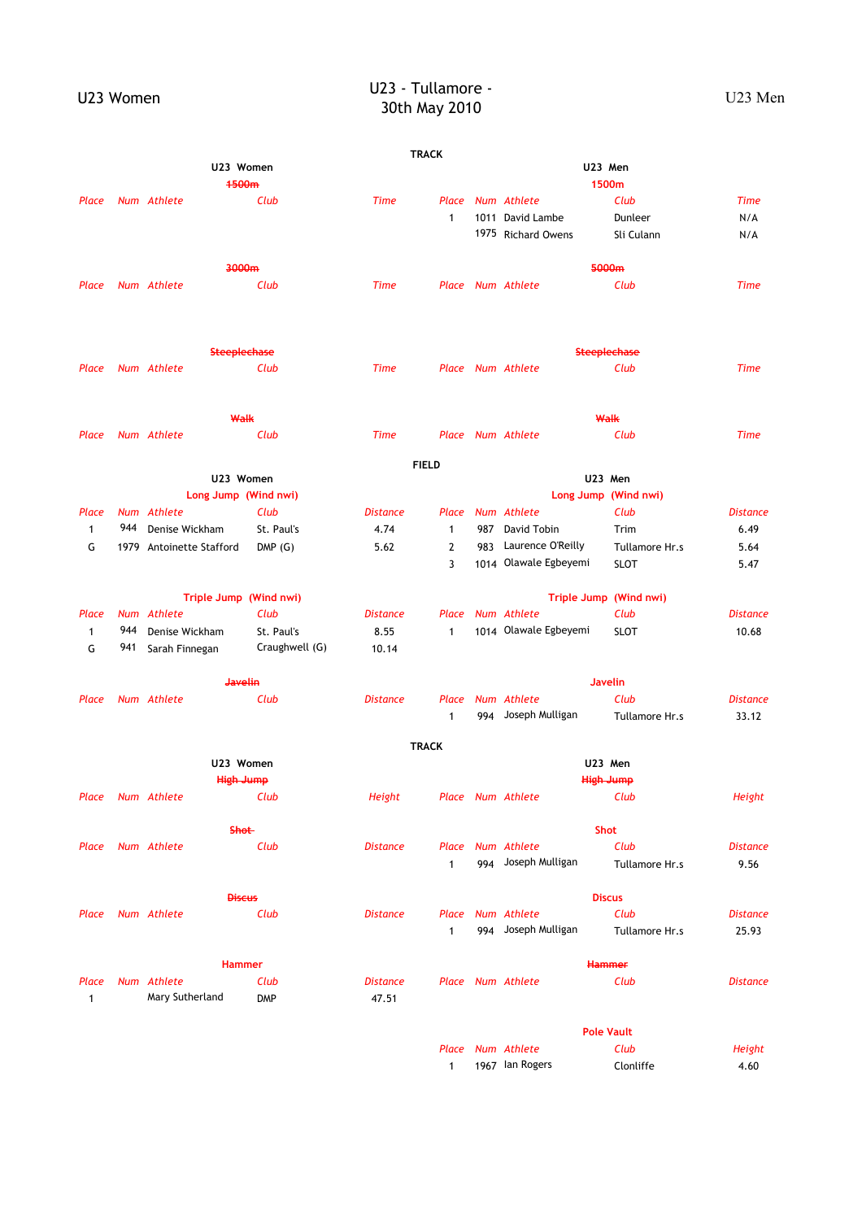U23 Women

# U23 - Tullamore - 30th May 2010

U23 Men

## TRACK

### U23 Women

#### ~~1500m~~

| Place | Num | Athlete | Club | Time |
|---|---|---|---|---|

#### ~~3000m~~

| Place | Num | Athlete | Club | Time |
|---|---|---|---|---|

#### ~~Steeplechase~~

| Place | Num | Athlete | Club | Time |
|---|---|---|---|---|

#### ~~Walk~~

| Place | Num | Athlete | Club | Time |
|---|---|---|---|---|

### U23 Men

#### 1500m

| Place | Num | Athlete | Club | Time |
|---|---|---|---|---|
| 1 | 1011 | David Lambe | Dunleer | N/A |
| | 1975 | Richard Owens | Sli Culann | N/A |

#### ~~5000m~~

| Place | Num | Athlete | Club | Time |
|---|---|---|---|---|

#### ~~Steeplechase~~

| Place | Num | Athlete | Club | Time |
|---|---|---|---|---|

#### ~~Walk~~

| Place | Num | Athlete | Club | Time |
|---|---|---|---|---|

## FIELD

### U23 Women

#### Long Jump (Wind nwi)

| Place | Num | Athlete | Club | Distance |
|---|---|---|---|---|
| 1 | 944 | Denise Wickham | St. Paul's | 4.74 |
| G | 1979 | Antoinette Stafford | DMP (G) | 5.62 |

#### Triple Jump (Wind nwi)

| Place | Num | Athlete | Club | Distance |
|---|---|---|---|---|
| 1 | 944 | Denise Wickham | St. Paul's | 8.55 |
| G | 941 | Sarah Finnegan | Craughwell (G) | 10.14 |

#### ~~Javelin~~

| Place | Num | Athlete | Club | Distance |
|---|---|---|---|---|

### U23 Men

#### Long Jump (Wind nwi)

| Place | Num | Athlete | Club | Distance |
|---|---|---|---|---|
| 1 | 987 | David Tobin | Trim | 6.49 |
| 2 | 983 | Laurence O'Reilly | Tullamore Hr.s | 5.64 |
| 3 | 1014 | Olawale Egbeyemi | SLOT | 5.47 |

#### Triple Jump (Wind nwi)

| Place | Num | Athlete | Club | Distance |
|---|---|---|---|---|
| 1 | 1014 | Olawale Egbeyemi | SLOT | 10.68 |

#### Javelin

| Place | Num | Athlete | Club | Distance |
|---|---|---|---|---|
| 1 | 994 | Joseph Mulligan | Tullamore Hr.s | 33.12 |

## TRACK

### U23 Women

#### ~~High Jump~~

| Place | Num | Athlete | Club | Height |
|---|---|---|---|---|

#### ~~Shot~~

| Place | Num | Athlete | Club | Distance |
|---|---|---|---|---|

#### ~~Discus~~

| Place | Num | Athlete | Club | Distance |
|---|---|---|---|---|

#### Hammer

| Place | Num | Athlete | Club | Distance |
|---|---|---|---|---|
| 1 | | Mary Sutherland | DMP | 47.51 |

### U23 Men

#### ~~High Jump~~

| Place | Num | Athlete | Club | Height |
|---|---|---|---|---|

#### Shot

| Place | Num | Athlete | Club | Distance |
|---|---|---|---|---|
| 1 | 994 | Joseph Mulligan | Tullamore Hr.s | 9.56 |

#### Discus

| Place | Num | Athlete | Club | Distance |
|---|---|---|---|---|
| 1 | 994 | Joseph Mulligan | Tullamore Hr.s | 25.93 |

#### ~~Hammer~~

| Place | Num | Athlete | Club | Distance |
|---|---|---|---|---|

#### Pole Vault

| Place | Num | Athlete | Club | Height |
|---|---|---|---|---|
| 1 | 1967 | Ian Rogers | Clonliffe | 4.60 |